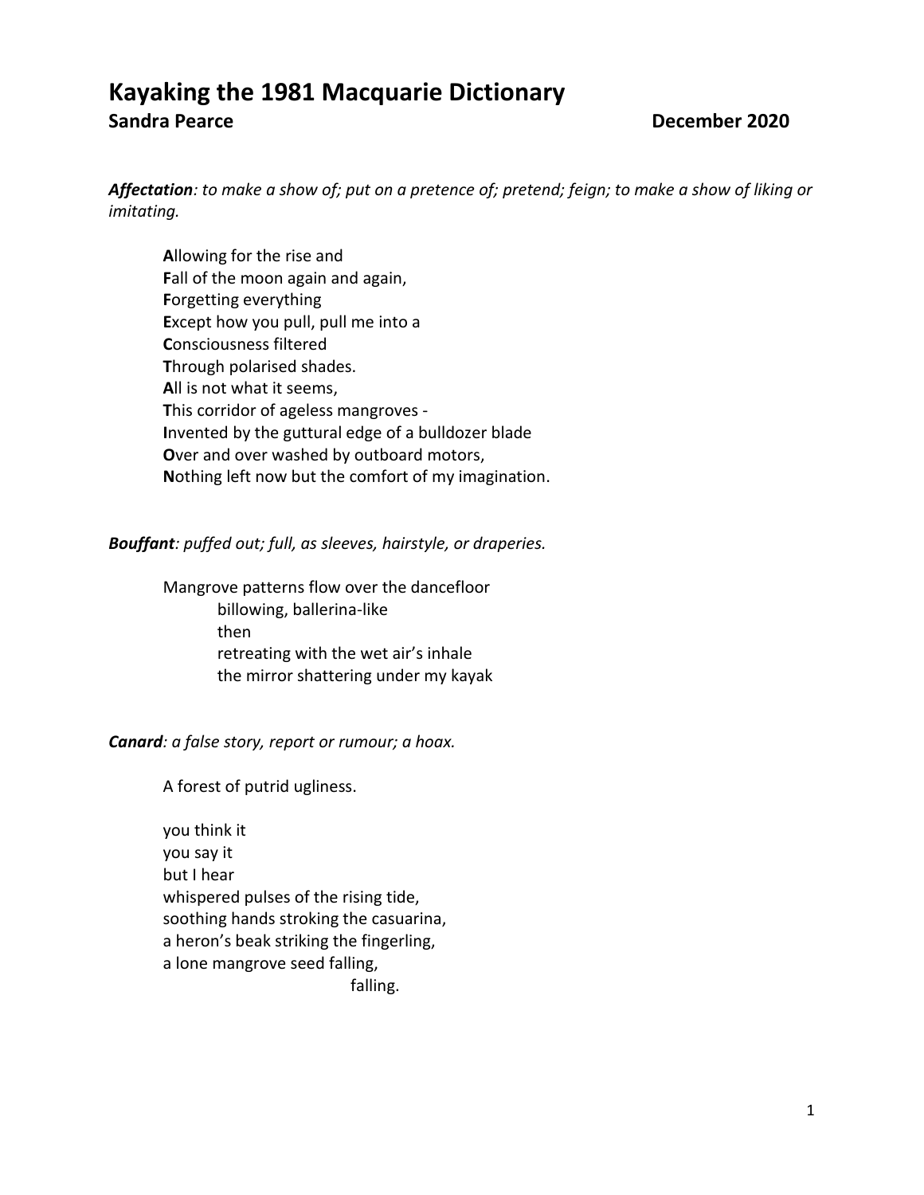# Kayaking the 1981 Macquarie Dictionary

**Sandra Pearce** **December 2020**

***Affectation**: to make a show of; put on a pretence of; pretend; feign; to make a show of liking or imitating.*

**A**llowing for the rise and  
**F**all of the moon again and again,  
**F**orgetting everything  
**E**xcept how you pull, pull me into a  
**C**onsciousness filtered  
**T**hrough polarised shades.  
**A**ll is not what it seems,  
**T**his corridor of ageless mangroves -  
**I**nvented by the guttural edge of a bulldozer blade  
**O**ver and over washed by outboard motors,  
**N**othing left now but the comfort of my imagination.

***Bouffant**: puffed out; full, as sleeves, hairstyle, or draperies.*

Mangrove patterns flow over the dancefloor  
&nbsp;&nbsp;&nbsp;&nbsp;&nbsp;&nbsp;&nbsp;&nbsp;billowing, ballerina-like  
&nbsp;&nbsp;&nbsp;&nbsp;&nbsp;&nbsp;&nbsp;&nbsp;then  
&nbsp;&nbsp;&nbsp;&nbsp;&nbsp;&nbsp;&nbsp;&nbsp;retreating with the wet air's inhale  
&nbsp;&nbsp;&nbsp;&nbsp;&nbsp;&nbsp;&nbsp;&nbsp;the mirror shattering under my kayak

***Canard**: a false story, report or rumour; a hoax.*

A forest of putrid ugliness.

you think it  
you say it  
but I hear  
whispered pulses of the rising tide,  
soothing hands stroking the casuarina,  
a heron's beak striking the fingerling,  
a lone mangrove seed falling,  
&nbsp;&nbsp;&nbsp;&nbsp;&nbsp;&nbsp;&nbsp;&nbsp;&nbsp;&nbsp;&nbsp;&nbsp;&nbsp;&nbsp;&nbsp;&nbsp;&nbsp;&nbsp;&nbsp;&nbsp;&nbsp;&nbsp;&nbsp;&nbsp;&nbsp;&nbsp;&nbsp;&nbsp;&nbsp;&nbsp;&nbsp;&nbsp;falling.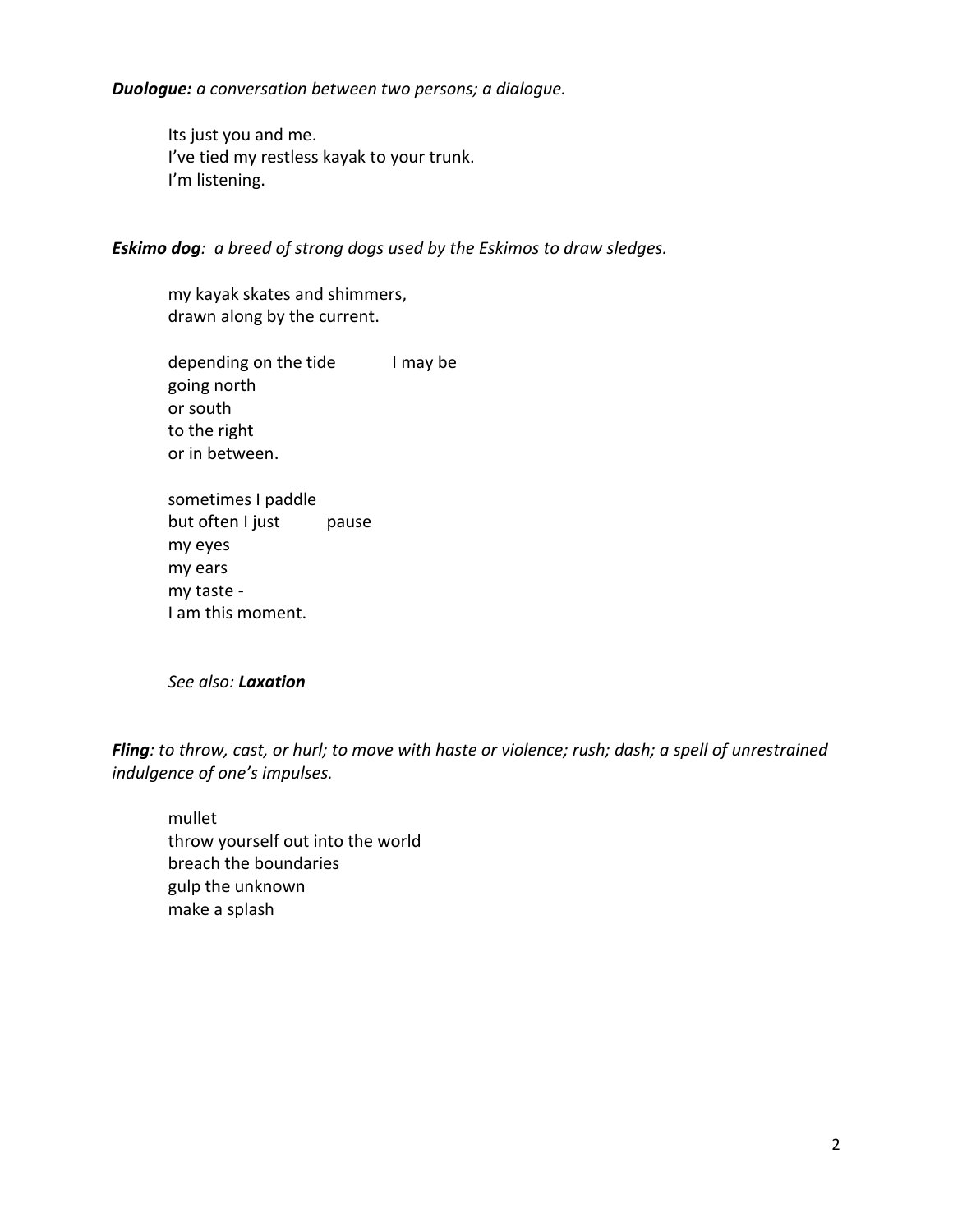***Duologue:*** *a conversation between two persons; a dialogue.*

> Its just you and me.  
> I've tied my restless kayak to your trunk.  
> I'm listening.

***Eskimo dog***: *a breed of strong dogs used by the Eskimos to draw sledges.*

> my kayak skates and shimmers,  
> drawn along by the current.
>
> depending on the tide I may be  
> going north  
> or south  
> to the right  
> or in between.
>
> sometimes I paddle  
> but often I just pause  
> my eyes  
> my ears  
> my taste -  
> I am this moment.
>
> *See also:* ***Laxation***

***Fling****: to throw, cast, or hurl; to move with haste or violence; rush; dash; a spell of unrestrained indulgence of one's impulses.*

> mullet  
> throw yourself out into the world  
> breach the boundaries  
> gulp the unknown  
> make a splash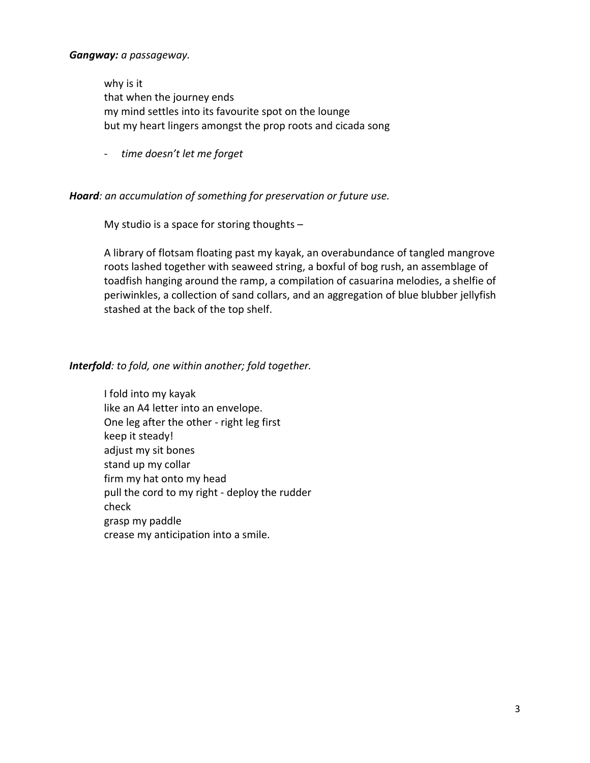***Gangway:*** *a passageway.*

why is it
that when the journey ends
my mind settles into its favourite spot on the lounge
but my heart lingers amongst the prop roots and cicada song

- *time doesn't let me forget*

***Hoard****: an accumulation of something for preservation or future use.*

My studio is a space for storing thoughts –

A library of flotsam floating past my kayak, an overabundance of tangled mangrove roots lashed together with seaweed string, a boxful of bog rush, an assemblage of toadfish hanging around the ramp, a compilation of casuarina melodies, a shelfie of periwinkles, a collection of sand collars, and an aggregation of blue blubber jellyfish stashed at the back of the top shelf.

***Interfold****: to fold, one within another; fold together.*

I fold into my kayak
like an A4 letter into an envelope.
One leg after the other - right leg first
keep it steady!
adjust my sit bones
stand up my collar
firm my hat onto my head
pull the cord to my right - deploy the rudder
check
grasp my paddle
crease my anticipation into a smile.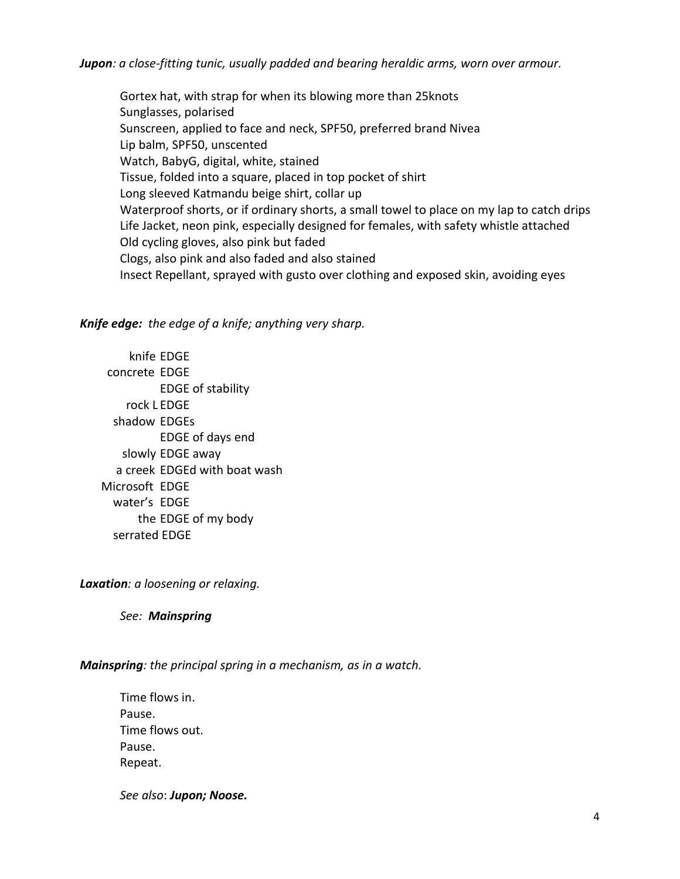***Jupon**: a close-fitting tunic, usually padded and bearing heraldic arms, worn over armour.*

Gortex hat, with strap for when its blowing more than 25knots
Sunglasses, polarised
Sunscreen, applied to face and neck, SPF50, preferred brand Nivea
Lip balm, SPF50, unscented
Watch, BabyG, digital, white, stained
Tissue, folded into a square, placed in top pocket of shirt
Long sleeved Katmandu beige shirt, collar up
Waterproof shorts, or if ordinary shorts, a small towel to place on my lap to catch drips
Life Jacket, neon pink, especially designed for females, with safety whistle attached
Old cycling gloves, also pink but faded
Clogs, also pink and also faded and also stained
Insect Repellant, sprayed with gusto over clothing and exposed skin, avoiding eyes

***Knife edge:** the edge of a knife; anything very sharp.*

```
     knife EDGE
  concrete EDGE
           EDGE of stability
    rock L EDGE
    shadow EDGEs
           EDGE of days end
    slowly EDGE away
   a creek EDGEd with boat wash
 Microsoft EDGE
   water's EDGE
       the EDGE of my body
  serrated EDGE
```

***Laxation**: a loosening or relaxing.*

*See: **Mainspring***

***Mainspring**: the principal spring in a mechanism, as in a watch.*

Time flows in.
Pause.
Time flows out.
Pause.
Repeat.

*See also*: ***Jupon; Noose.***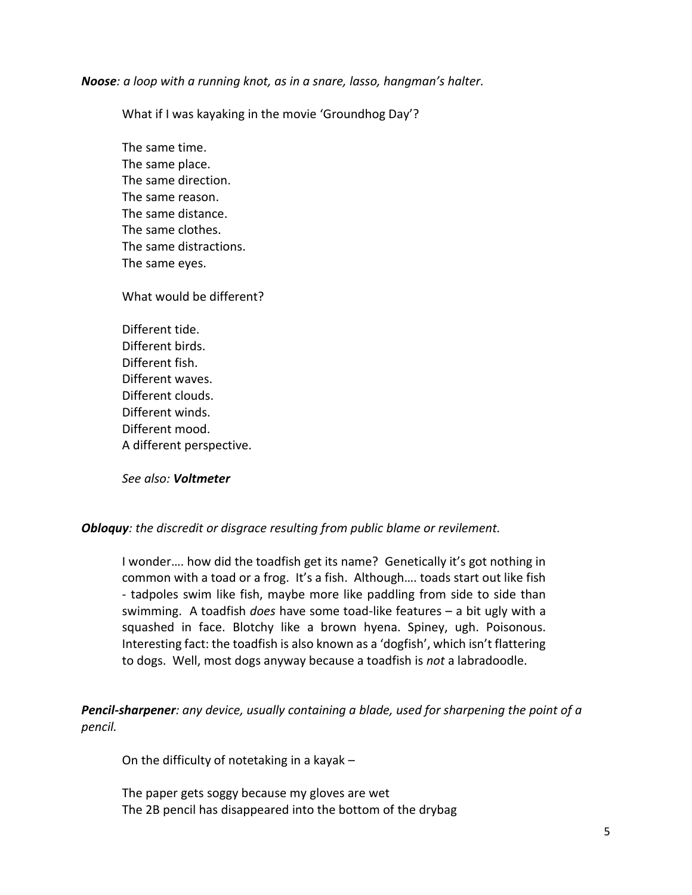***Noose****: a loop with a running knot, as in a snare, lasso, hangman's halter.*

What if I was kayaking in the movie 'Groundhog Day'?

The same time.
The same place.
The same direction.
The same reason.
The same distance.
The same clothes.
The same distractions.
The same eyes.

What would be different?

Different tide.
Different birds.
Different fish.
Different waves.
Different clouds.
Different winds.
Different mood.
A different perspective.

*See also:* ***Voltmeter***

***Obloquy****: the discredit or disgrace resulting from public blame or revilement.*

I wonder…. how did the toadfish get its name? Genetically it's got nothing in common with a toad or a frog. It's a fish. Although…. toads start out like fish - tadpoles swim like fish, maybe more like paddling from side to side than swimming. A toadfish *does* have some toad-like features – a bit ugly with a squashed in face. Blotchy like a brown hyena. Spiney, ugh. Poisonous. Interesting fact: the toadfish is also known as a 'dogfish', which isn't flattering to dogs. Well, most dogs anyway because a toadfish is *not* a labradoodle.

***Pencil-sharpener****: any device, usually containing a blade, used for sharpening the point of a pencil.*

On the difficulty of notetaking in a kayak –

The paper gets soggy because my gloves are wet
The 2B pencil has disappeared into the bottom of the drybag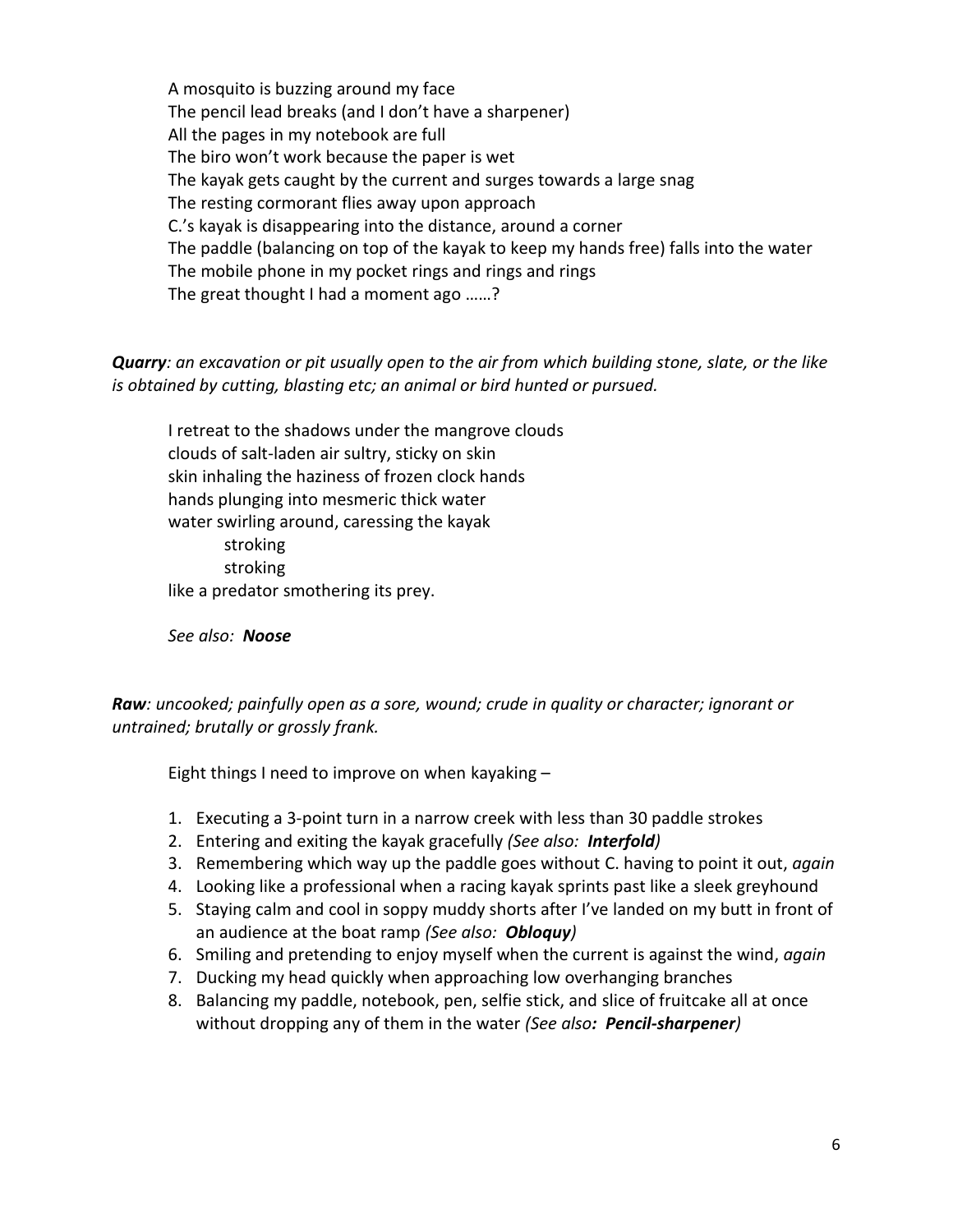A mosquito is buzzing around my face  
The pencil lead breaks (and I don't have a sharpener)  
All the pages in my notebook are full  
The biro won't work because the paper is wet  
The kayak gets caught by the current and surges towards a large snag  
The resting cormorant flies away upon approach  
C.'s kayak is disappearing into the distance, around a corner  
The paddle (balancing on top of the kayak to keep my hands free) falls into the water  
The mobile phone in my pocket rings and rings and rings  
The great thought I had a moment ago ……?

***Quarry**: an excavation or pit usually open to the air from which building stone, slate, or the like is obtained by cutting, blasting etc; an animal or bird hunted or pursued.*

I retreat to the shadows under the mangrove clouds  
clouds of salt-laden air sultry, sticky on skin  
skin inhaling the haziness of frozen clock hands  
hands plunging into mesmeric thick water  
water swirling around, caressing the kayak  
    stroking  
    stroking  
like a predator smothering its prey.

*See also:* ***Noose***

***Raw**: uncooked; painfully open as a sore, wound; crude in quality or character; ignorant or untrained; brutally or grossly frank.*

Eight things I need to improve on when kayaking –

1. Executing a 3-point turn in a narrow creek with less than 30 paddle strokes
2. Entering and exiting the kayak gracefully *(See also:* ***Interfold****)*
3. Remembering which way up the paddle goes without C. having to point it out, *again*
4. Looking like a professional when a racing kayak sprints past like a sleek greyhound
5. Staying calm and cool in soppy muddy shorts after I've landed on my butt in front of an audience at the boat ramp *(See also:* ***Obloquy****)*
6. Smiling and pretending to enjoy myself when the current is against the wind, *again*
7. Ducking my head quickly when approaching low overhanging branches
8. Balancing my paddle, notebook, pen, selfie stick, and slice of fruitcake all at once without dropping any of them in the water *(See also****: Pencil-sharpener****)*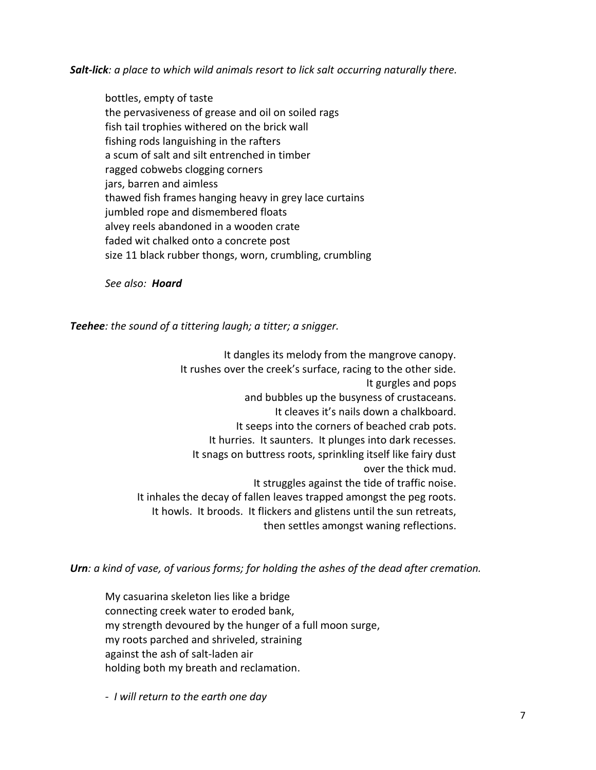***Salt-lick**: a place to which wild animals resort to lick salt occurring naturally there.*

bottles, empty of taste  
the pervasiveness of grease and oil on soiled rags  
fish tail trophies withered on the brick wall  
fishing rods languishing in the rafters  
a scum of salt and silt entrenched in timber  
ragged cobwebs clogging corners  
jars, barren and aimless  
thawed fish frames hanging heavy in grey lace curtains  
jumbled rope and dismembered floats  
alvey reels abandoned in a wooden crate  
faded wit chalked onto a concrete post  
size 11 black rubber thongs, worn, crumbling, crumbling

*See also:* ***Hoard***

***Teehee**: the sound of a tittering laugh; a titter; a snigger.*

It dangles its melody from the mangrove canopy.  
It rushes over the creek's surface, racing to the other side.  
It gurgles and pops  
and bubbles up the busyness of crustaceans.  
It cleaves it's nails down a chalkboard.  
It seeps into the corners of beached crab pots.  
It hurries. It saunters. It plunges into dark recesses.  
It snags on buttress roots, sprinkling itself like fairy dust  
over the thick mud.  
It struggles against the tide of traffic noise.  
It inhales the decay of fallen leaves trapped amongst the peg roots.  
It howls. It broods. It flickers and glistens until the sun retreats,  
then settles amongst waning reflections.

***Urn**: a kind of vase, of various forms; for holding the ashes of the dead after cremation.*

My casuarina skeleton lies like a bridge  
connecting creek water to eroded bank,  
my strength devoured by the hunger of a full moon surge,  
my roots parched and shriveled, straining  
against the ash of salt-laden air  
holding both my breath and reclamation.

- *I will return to the earth one day*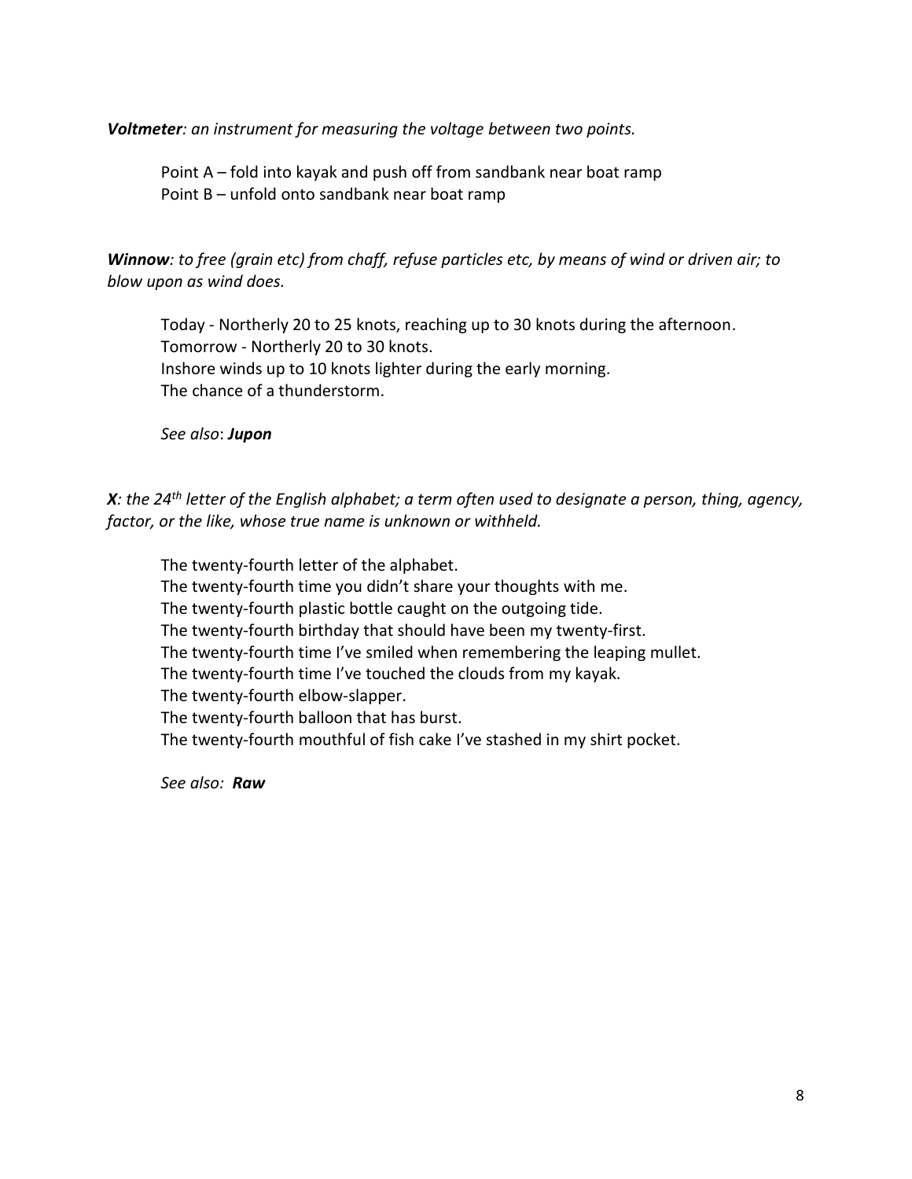***Voltmeter**: an instrument for measuring the voltage between two points.*

Point A – fold into kayak and push off from sandbank near boat ramp
Point B – unfold onto sandbank near boat ramp

***Winnow**: to free (grain etc) from chaff, refuse particles etc, by means of wind or driven air; to blow upon as wind does.*

Today - Northerly 20 to 25 knots, reaching up to 30 knots during the afternoon.
Tomorrow - Northerly 20 to 30 knots.
Inshore winds up to 10 knots lighter during the early morning.
The chance of a thunderstorm.

*See also*: ***Jupon***

***X**: the 24th letter of the English alphabet; a term often used to designate a person, thing, agency, factor, or the like, whose true name is unknown or withheld.*

The twenty-fourth letter of the alphabet.
The twenty-fourth time you didn't share your thoughts with me.
The twenty-fourth plastic bottle caught on the outgoing tide.
The twenty-fourth birthday that should have been my twenty-first.
The twenty-fourth time I've smiled when remembering the leaping mullet.
The twenty-fourth time I've touched the clouds from my kayak.
The twenty-fourth elbow-slapper.
The twenty-fourth balloon that has burst.
The twenty-fourth mouthful of fish cake I've stashed in my shirt pocket.

*See also:* ***Raw***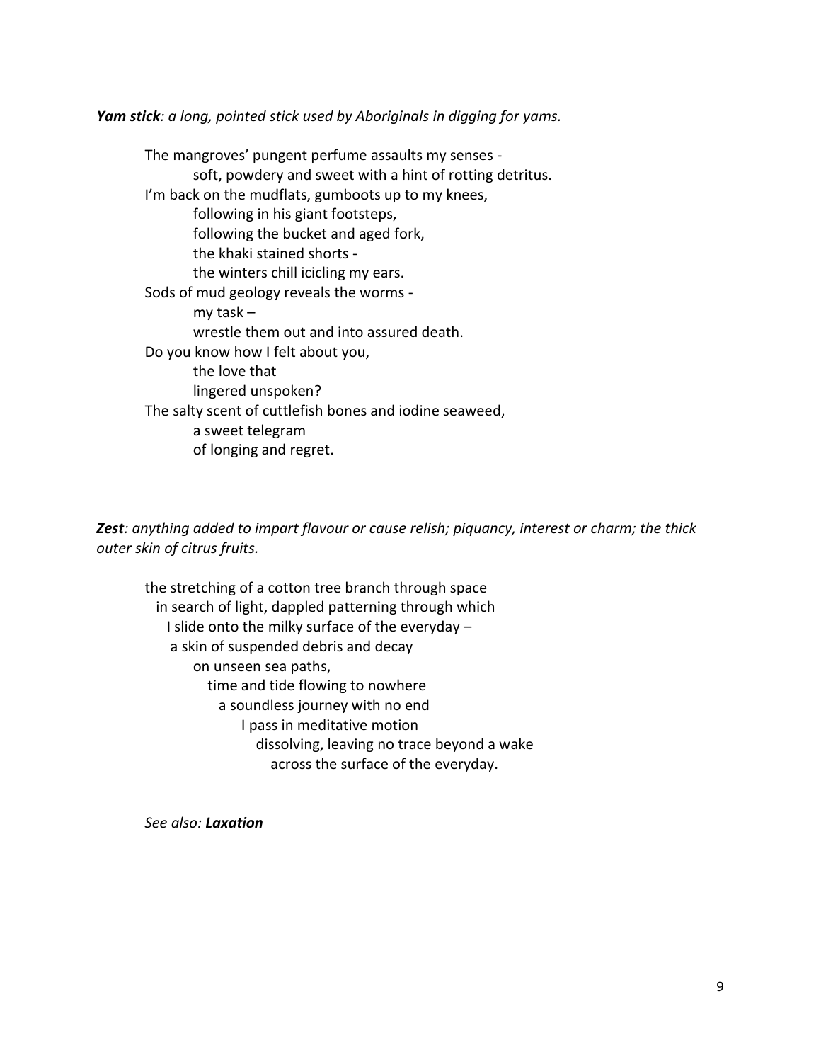***Yam stick**: a long, pointed stick used by Aboriginals in digging for yams.*

The mangroves' pungent perfume assaults my senses -
&nbsp;&nbsp;&nbsp;&nbsp;&nbsp;&nbsp;&nbsp;&nbsp;soft, powdery and sweet with a hint of rotting detritus.
I'm back on the mudflats, gumboots up to my knees,
&nbsp;&nbsp;&nbsp;&nbsp;&nbsp;&nbsp;&nbsp;&nbsp;following in his giant footsteps,
&nbsp;&nbsp;&nbsp;&nbsp;&nbsp;&nbsp;&nbsp;&nbsp;following the bucket and aged fork,
&nbsp;&nbsp;&nbsp;&nbsp;&nbsp;&nbsp;&nbsp;&nbsp;the khaki stained shorts -
&nbsp;&nbsp;&nbsp;&nbsp;&nbsp;&nbsp;&nbsp;&nbsp;the winters chill icicling my ears.
Sods of mud geology reveals the worms -
&nbsp;&nbsp;&nbsp;&nbsp;&nbsp;&nbsp;&nbsp;&nbsp;my task –
&nbsp;&nbsp;&nbsp;&nbsp;&nbsp;&nbsp;&nbsp;&nbsp;wrestle them out and into assured death.
Do you know how I felt about you,
&nbsp;&nbsp;&nbsp;&nbsp;&nbsp;&nbsp;&nbsp;&nbsp;the love that
&nbsp;&nbsp;&nbsp;&nbsp;&nbsp;&nbsp;&nbsp;&nbsp;lingered unspoken?
The salty scent of cuttlefish bones and iodine seaweed,
&nbsp;&nbsp;&nbsp;&nbsp;&nbsp;&nbsp;&nbsp;&nbsp;a sweet telegram
&nbsp;&nbsp;&nbsp;&nbsp;&nbsp;&nbsp;&nbsp;&nbsp;of longing and regret.

***Zest**: anything added to impart flavour or cause relish; piquancy, interest or charm; the thick outer skin of citrus fruits.*

the stretching of a cotton tree branch through space
&nbsp;&nbsp;in search of light, dappled patterning through which
&nbsp;&nbsp;&nbsp;&nbsp;I slide onto the milky surface of the everyday –
&nbsp;&nbsp;&nbsp;&nbsp;&nbsp;&nbsp;a skin of suspended debris and decay
&nbsp;&nbsp;&nbsp;&nbsp;&nbsp;&nbsp;&nbsp;&nbsp;on unseen sea paths,
&nbsp;&nbsp;&nbsp;&nbsp;&nbsp;&nbsp;&nbsp;&nbsp;&nbsp;&nbsp;time and tide flowing to nowhere
&nbsp;&nbsp;&nbsp;&nbsp;&nbsp;&nbsp;&nbsp;&nbsp;&nbsp;&nbsp;&nbsp;&nbsp;a soundless journey with no end
&nbsp;&nbsp;&nbsp;&nbsp;&nbsp;&nbsp;&nbsp;&nbsp;&nbsp;&nbsp;&nbsp;&nbsp;&nbsp;&nbsp;I pass in meditative motion
&nbsp;&nbsp;&nbsp;&nbsp;&nbsp;&nbsp;&nbsp;&nbsp;&nbsp;&nbsp;&nbsp;&nbsp;&nbsp;&nbsp;&nbsp;&nbsp;dissolving, leaving no trace beyond a wake
&nbsp;&nbsp;&nbsp;&nbsp;&nbsp;&nbsp;&nbsp;&nbsp;&nbsp;&nbsp;&nbsp;&nbsp;&nbsp;&nbsp;&nbsp;&nbsp;&nbsp;&nbsp;across the surface of the everyday.

*See also: **Laxation***